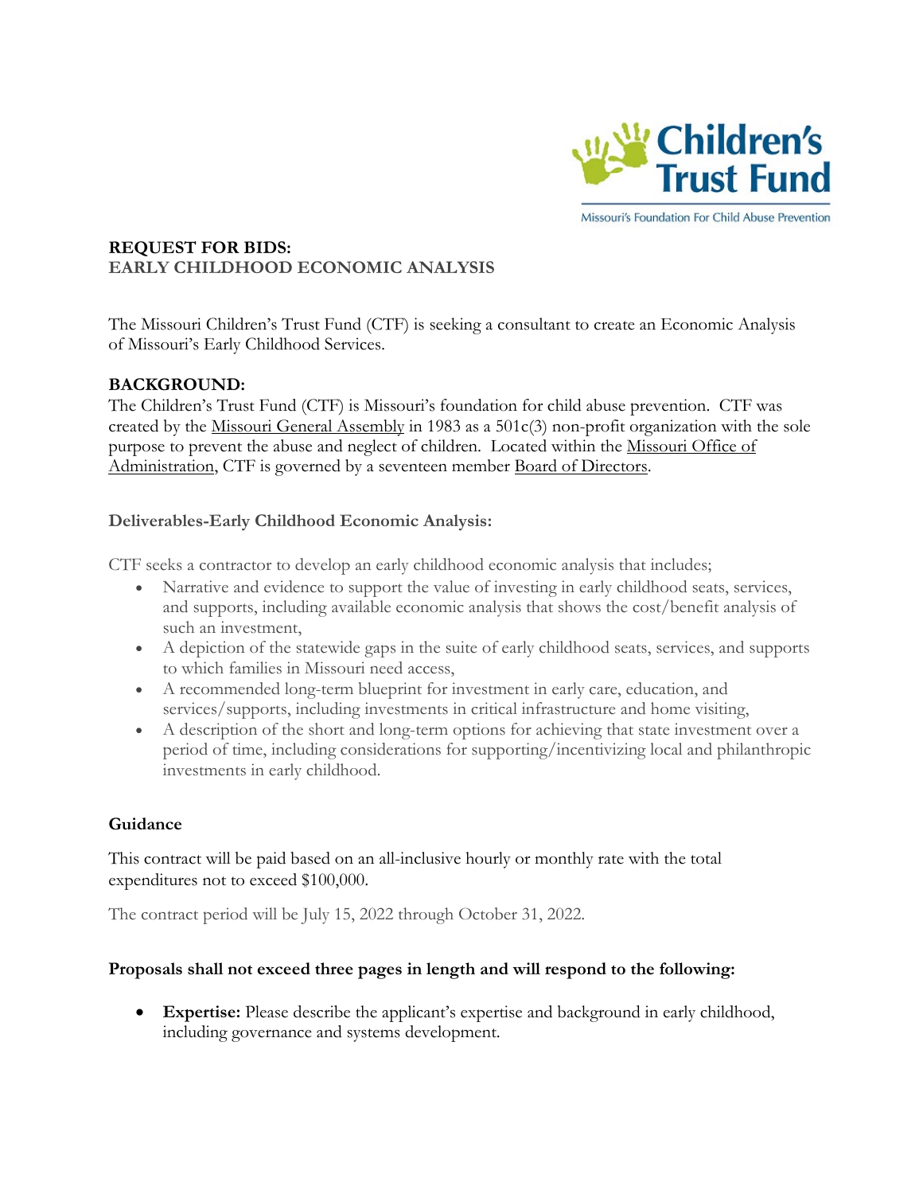Children's Trust Fund

Missouri's Foundation For Child Abuse Prevention

**REQUEST FOR BIDS:**
**EARLY CHILDHOOD ECONOMIC ANALYSIS**

The Missouri Children's Trust Fund (CTF) is seeking a consultant to create an Economic Analysis of Missouri's Early Childhood Services.

**BACKGROUND:**

The Children's Trust Fund (CTF) is Missouri's foundation for child abuse prevention. CTF was created by the Missouri General Assembly in 1983 as a 501c(3) non-profit organization with the sole purpose to prevent the abuse and neglect of children. Located within the Missouri Office of Administration, CTF is governed by a seventeen member Board of Directors.

**Deliverables-Early Childhood Economic Analysis:**

CTF seeks a contractor to develop an early childhood economic analysis that includes;

- Narrative and evidence to support the value of investing in early childhood seats, services, and supports, including available economic analysis that shows the cost/benefit analysis of such an investment,
- A depiction of the statewide gaps in the suite of early childhood seats, services, and supports to which families in Missouri need access,
- A recommended long-term blueprint for investment in early care, education, and services/supports, including investments in critical infrastructure and home visiting,
- A description of the short and long-term options for achieving that state investment over a period of time, including considerations for supporting/incentivizing local and philanthropic investments in early childhood.

**Guidance**

This contract will be paid based on an all-inclusive hourly or monthly rate with the total expenditures not to exceed $100,000.

The contract period will be July 15, 2022 through October 31, 2022.

**Proposals shall not exceed three pages in length and will respond to the following:**

- **Expertise:** Please describe the applicant's expertise and background in early childhood, including governance and systems development.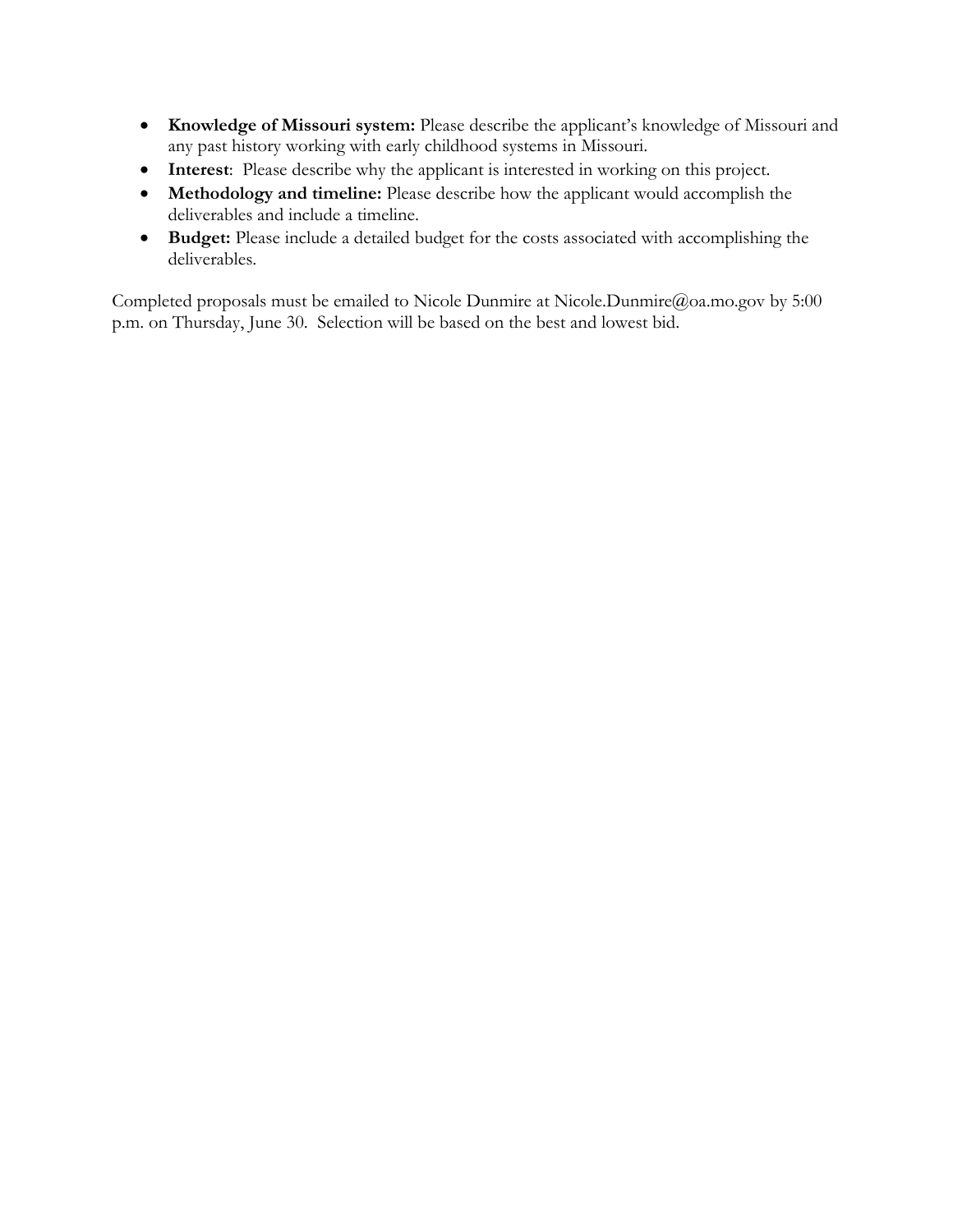- **Knowledge of Missouri system:** Please describe the applicant's knowledge of Missouri and any past history working with early childhood systems in Missouri.
- **Interest**: Please describe why the applicant is interested in working on this project.
- **Methodology and timeline:** Please describe how the applicant would accomplish the deliverables and include a timeline.
- **Budget:** Please include a detailed budget for the costs associated with accomplishing the deliverables.

Completed proposals must be emailed to Nicole Dunmire at Nicole.Dunmire@oa.mo.gov by 5:00 p.m. on Thursday, June 30. Selection will be based on the best and lowest bid.